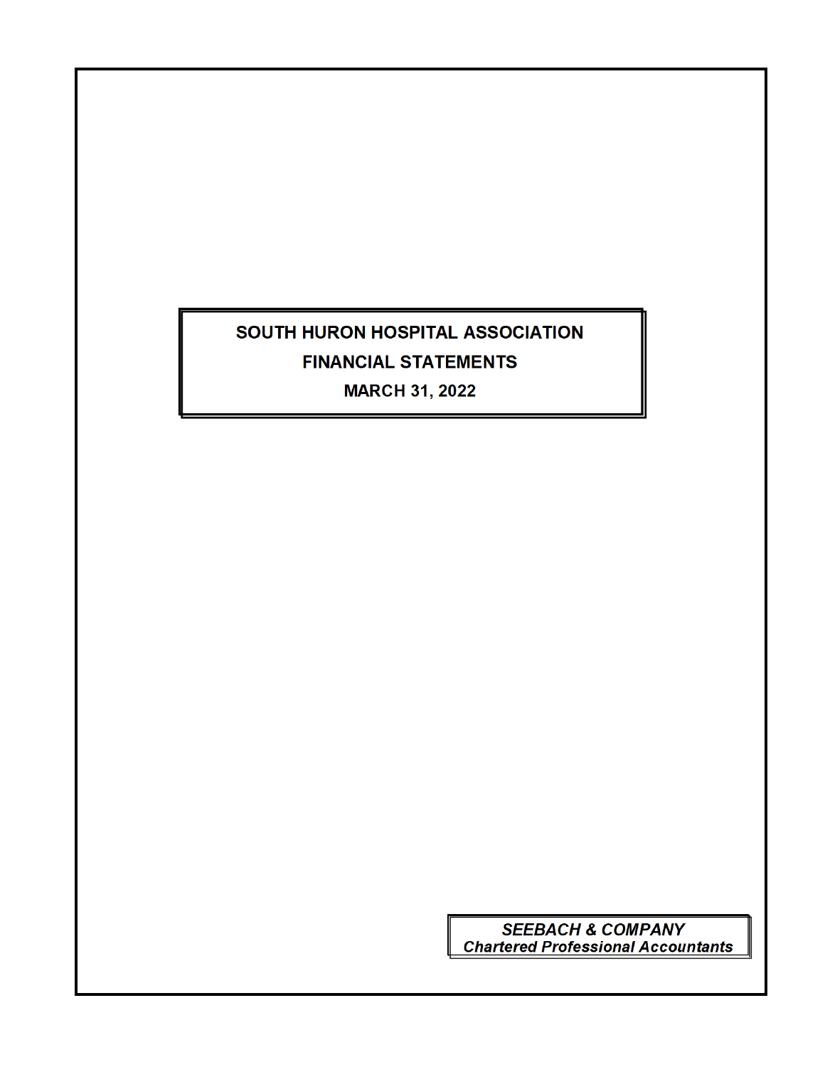# SOUTH HURON HOSPITAL ASSOCIATION

## FINANCIAL STATEMENTS

### MARCH 31, 2022

***SEEBACH & COMPANY***
***Chartered Professional Accountants***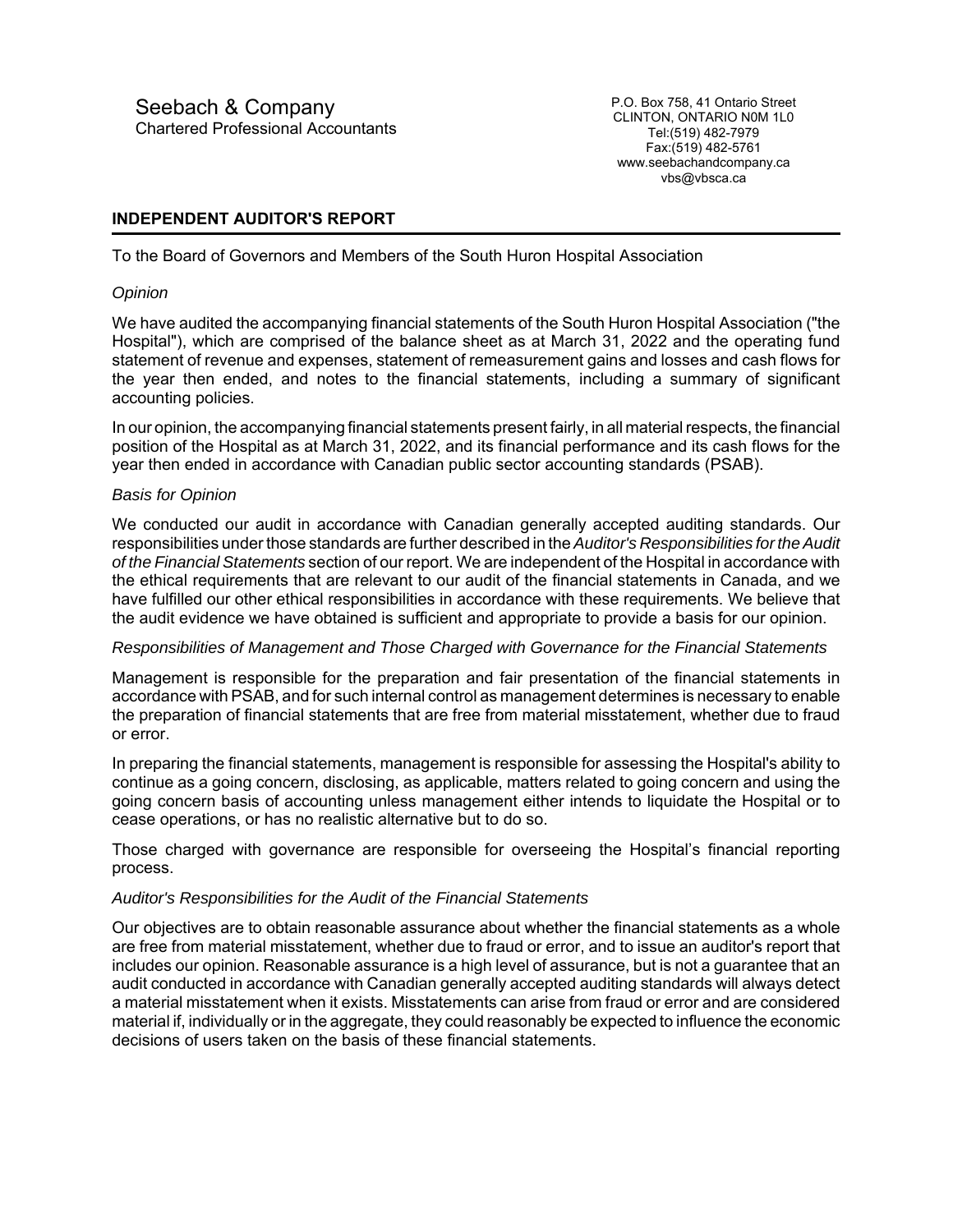Seebach & Company
Chartered Professional Accountants

P.O. Box 758, 41 Ontario Street
CLINTON, ONTARIO N0M 1L0
Tel:(519) 482-7979
Fax:(519) 482-5761
www.seebachandcompany.ca
vbs@vbsca.ca

## INDEPENDENT AUDITOR'S REPORT

To the Board of Governors and Members of the South Huron Hospital Association

*Opinion*

We have audited the accompanying financial statements of the South Huron Hospital Association ("the Hospital"), which are comprised of the balance sheet as at March 31, 2022 and the operating fund statement of revenue and expenses, statement of remeasurement gains and losses and cash flows for the year then ended, and notes to the financial statements, including a summary of significant accounting policies.

In our opinion, the accompanying financial statements present fairly, in all material respects, the financial position of the Hospital as at March 31, 2022, and its financial performance and its cash flows for the year then ended in accordance with Canadian public sector accounting standards (PSAB).

*Basis for Opinion*

We conducted our audit in accordance with Canadian generally accepted auditing standards. Our responsibilities under those standards are further described in the *Auditor's Responsibilities for the Audit of the Financial Statements* section of our report. We are independent of the Hospital in accordance with the ethical requirements that are relevant to our audit of the financial statements in Canada, and we have fulfilled our other ethical responsibilities in accordance with these requirements. We believe that the audit evidence we have obtained is sufficient and appropriate to provide a basis for our opinion.

*Responsibilities of Management and Those Charged with Governance for the Financial Statements*

Management is responsible for the preparation and fair presentation of the financial statements in accordance with PSAB, and for such internal control as management determines is necessary to enable the preparation of financial statements that are free from material misstatement, whether due to fraud or error.

In preparing the financial statements, management is responsible for assessing the Hospital's ability to continue as a going concern, disclosing, as applicable, matters related to going concern and using the going concern basis of accounting unless management either intends to liquidate the Hospital or to cease operations, or has no realistic alternative but to do so.

Those charged with governance are responsible for overseeing the Hospital’s financial reporting process.

*Auditor's Responsibilities for the Audit of the Financial Statements*

Our objectives are to obtain reasonable assurance about whether the financial statements as a whole are free from material misstatement, whether due to fraud or error, and to issue an auditor's report that includes our opinion. Reasonable assurance is a high level of assurance, but is not a guarantee that an audit conducted in accordance with Canadian generally accepted auditing standards will always detect a material misstatement when it exists. Misstatements can arise from fraud or error and are considered material if, individually or in the aggregate, they could reasonably be expected to influence the economic decisions of users taken on the basis of these financial statements.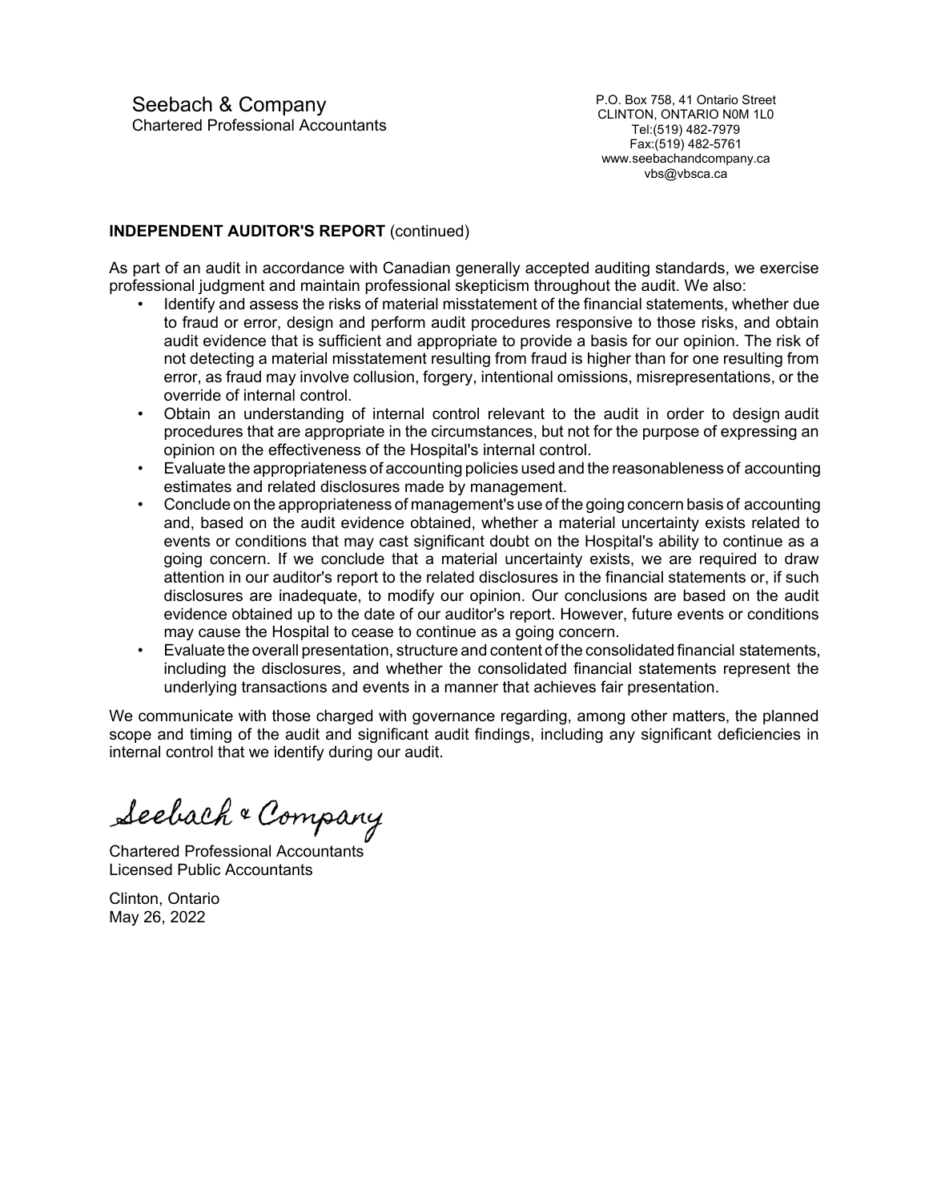Seebach & Company
Chartered Professional Accountants

P.O. Box 758, 41 Ontario Street
CLINTON, ONTARIO N0M 1L0
Tel:(519) 482-7979
Fax:(519) 482-5761
www.seebachandcompany.ca
vbs@vbsca.ca

**INDEPENDENT AUDITOR'S REPORT** (continued)

As part of an audit in accordance with Canadian generally accepted auditing standards, we exercise professional judgment and maintain professional skepticism throughout the audit. We also:

- Identify and assess the risks of material misstatement of the financial statements, whether due to fraud or error, design and perform audit procedures responsive to those risks, and obtain audit evidence that is sufficient and appropriate to provide a basis for our opinion. The risk of not detecting a material misstatement resulting from fraud is higher than for one resulting from error, as fraud may involve collusion, forgery, intentional omissions, misrepresentations, or the override of internal control.
- Obtain an understanding of internal control relevant to the audit in order to design audit procedures that are appropriate in the circumstances, but not for the purpose of expressing an opinion on the effectiveness of the Hospital's internal control.
- Evaluate the appropriateness of accounting policies used and the reasonableness of accounting estimates and related disclosures made by management.
- Conclude on the appropriateness of management's use of the going concern basis of accounting and, based on the audit evidence obtained, whether a material uncertainty exists related to events or conditions that may cast significant doubt on the Hospital's ability to continue as a going concern. If we conclude that a material uncertainty exists, we are required to draw attention in our auditor's report to the related disclosures in the financial statements or, if such disclosures are inadequate, to modify our opinion. Our conclusions are based on the audit evidence obtained up to the date of our auditor's report. However, future events or conditions may cause the Hospital to cease to continue as a going concern.
- Evaluate the overall presentation, structure and content of the consolidated financial statements, including the disclosures, and whether the consolidated financial statements represent the underlying transactions and events in a manner that achieves fair presentation.

We communicate with those charged with governance regarding, among other matters, the planned scope and timing of the audit and significant audit findings, including any significant deficiencies in internal control that we identify during our audit.

Seebach & Company

Chartered Professional Accountants
Licensed Public Accountants

Clinton, Ontario
May 26, 2022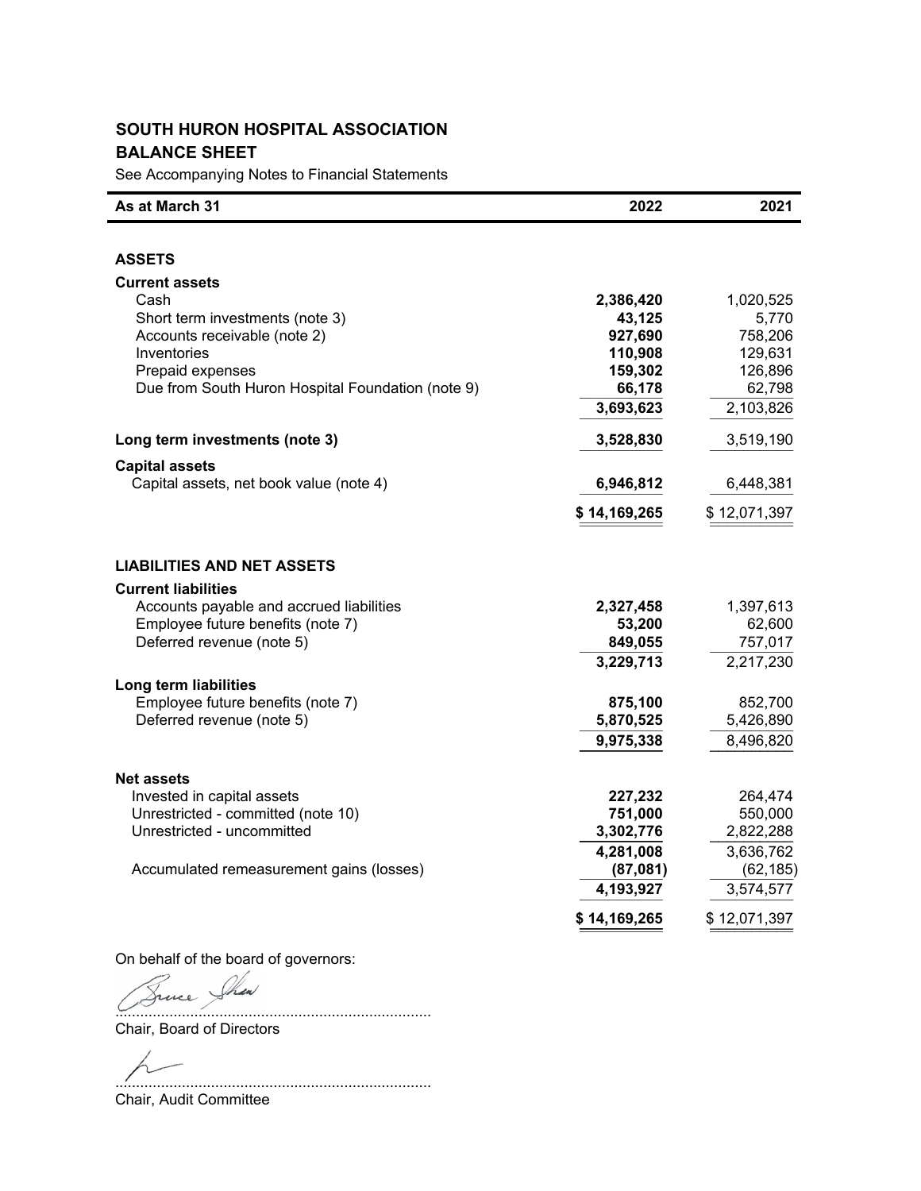# SOUTH HURON HOSPITAL ASSOCIATION

## BALANCE SHEET

See Accompanying Notes to Financial Statements

| As at March 31 | 2022 | 2021 |
|---|---|---|
| **ASSETS** | | |
| **Current assets** | | |
| Cash | **2,386,420** | 1,020,525 |
| Short term investments (note 3) | **43,125** | 5,770 |
| Accounts receivable (note 2) | **927,690** | 758,206 |
| Inventories | **110,908** | 129,631 |
| Prepaid expenses | **159,302** | 126,896 |
| Due from South Huron Hospital Foundation (note 9) | **66,178** | 62,798 |
| | **3,693,623** | 2,103,826 |
| **Long term investments (note 3)** | **3,528,830** | 3,519,190 |
| **Capital assets** | | |
| Capital assets, net book value (note 4) | **6,946,812** | 6,448,381 |
| | **$ 14,169,265** | $ 12,071,397 |
| **LIABILITIES AND NET ASSETS** | | |
| **Current liabilities** | | |
| Accounts payable and accrued liabilities | **2,327,458** | 1,397,613 |
| Employee future benefits (note 7) | **53,200** | 62,600 |
| Deferred revenue (note 5) | **849,055** | 757,017 |
| | **3,229,713** | 2,217,230 |
| **Long term liabilities** | | |
| Employee future benefits (note 7) | **875,100** | 852,700 |
| Deferred revenue (note 5) | **5,870,525** | 5,426,890 |
| | **9,975,338** | 8,496,820 |
| **Net assets** | | |
| Invested in capital assets | **227,232** | 264,474 |
| Unrestricted - committed (note 10) | **751,000** | 550,000 |
| Unrestricted - uncommitted | **3,302,776** | 2,822,288 |
| | **4,281,008** | 3,636,762 |
| Accumulated remeasurement gains (losses) | **(87,081)** | (62,185) |
| | **4,193,927** | 3,574,577 |
| | **$ 14,169,265** | $ 12,071,397 |

On behalf of the board of governors:

...........................................................................

Chair, Board of Directors

...........................................................................

Chair, Audit Committee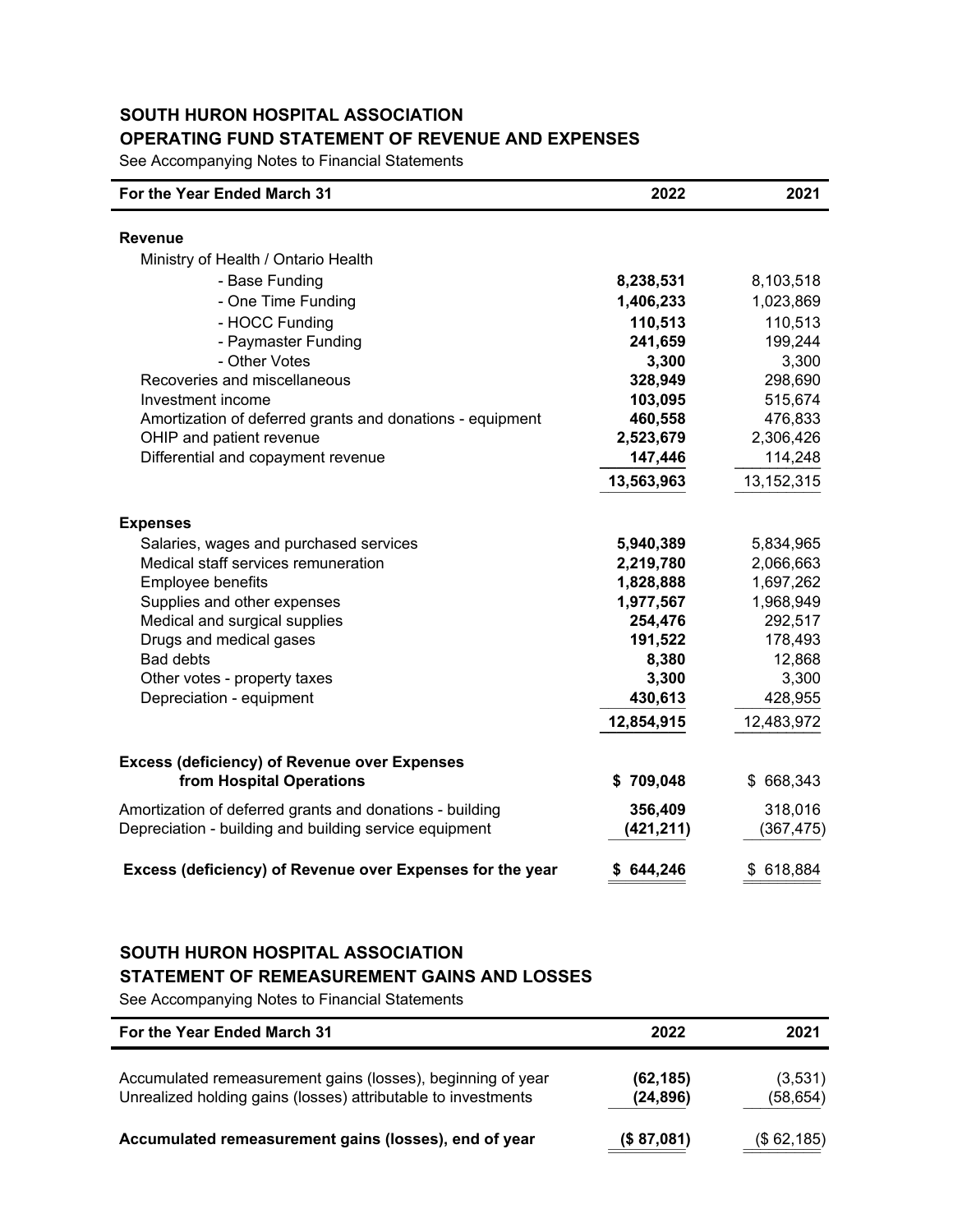## SOUTH HURON HOSPITAL ASSOCIATION
## OPERATING FUND STATEMENT OF REVENUE AND EXPENSES

See Accompanying Notes to Financial Statements

| For the Year Ended March 31 | 2022 | 2021 |
|---|---|---|
| **Revenue** | | |
| Ministry of Health / Ontario Health | | |
| - Base Funding | **8,238,531** | 8,103,518 |
| - One Time Funding | **1,406,233** | 1,023,869 |
| - HOCC Funding | **110,513** | 110,513 |
| - Paymaster Funding | **241,659** | 199,244 |
| - Other Votes | **3,300** | 3,300 |
| Recoveries and miscellaneous | **328,949** | 298,690 |
| Investment income | **103,095** | 515,674 |
| Amortization of deferred grants and donations - equipment | **460,558** | 476,833 |
| OHIP and patient revenue | **2,523,679** | 2,306,426 |
| Differential and copayment revenue | **147,446** | 114,248 |
| | **13,563,963** | 13,152,315 |
| **Expenses** | | |
| Salaries, wages and purchased services | **5,940,389** | 5,834,965 |
| Medical staff services remuneration | **2,219,780** | 2,066,663 |
| Employee benefits | **1,828,888** | 1,697,262 |
| Supplies and other expenses | **1,977,567** | 1,968,949 |
| Medical and surgical supplies | **254,476** | 292,517 |
| Drugs and medical gases | **191,522** | 178,493 |
| Bad debts | **8,380** | 12,868 |
| Other votes - property taxes | **3,300** | 3,300 |
| Depreciation - equipment | **430,613** | 428,955 |
| | **12,854,915** | 12,483,972 |
| **Excess (deficiency) of Revenue over Expenses from Hospital Operations** | **$ 709,048** | $ 668,343 |
| Amortization of deferred grants and donations - building | **356,409** | 318,016 |
| Depreciation - building and building service equipment | **(421,211)** | (367,475) |
| **Excess (deficiency) of Revenue over Expenses for the year** | **$ 644,246** | $ 618,884 |

## SOUTH HURON HOSPITAL ASSOCIATION
## STATEMENT OF REMEASUREMENT GAINS AND LOSSES

See Accompanying Notes to Financial Statements

| For the Year Ended March 31 | 2022 | 2021 |
|---|---|---|
| Accumulated remeasurement gains (losses), beginning of year | **(62,185)** | (3,531) |
| Unrealized holding gains (losses) attributable to investments | **(24,896)** | (58,654) |
| **Accumulated remeasurement gains (losses), end of year** | **($ 87,081)** | ($ 62,185) |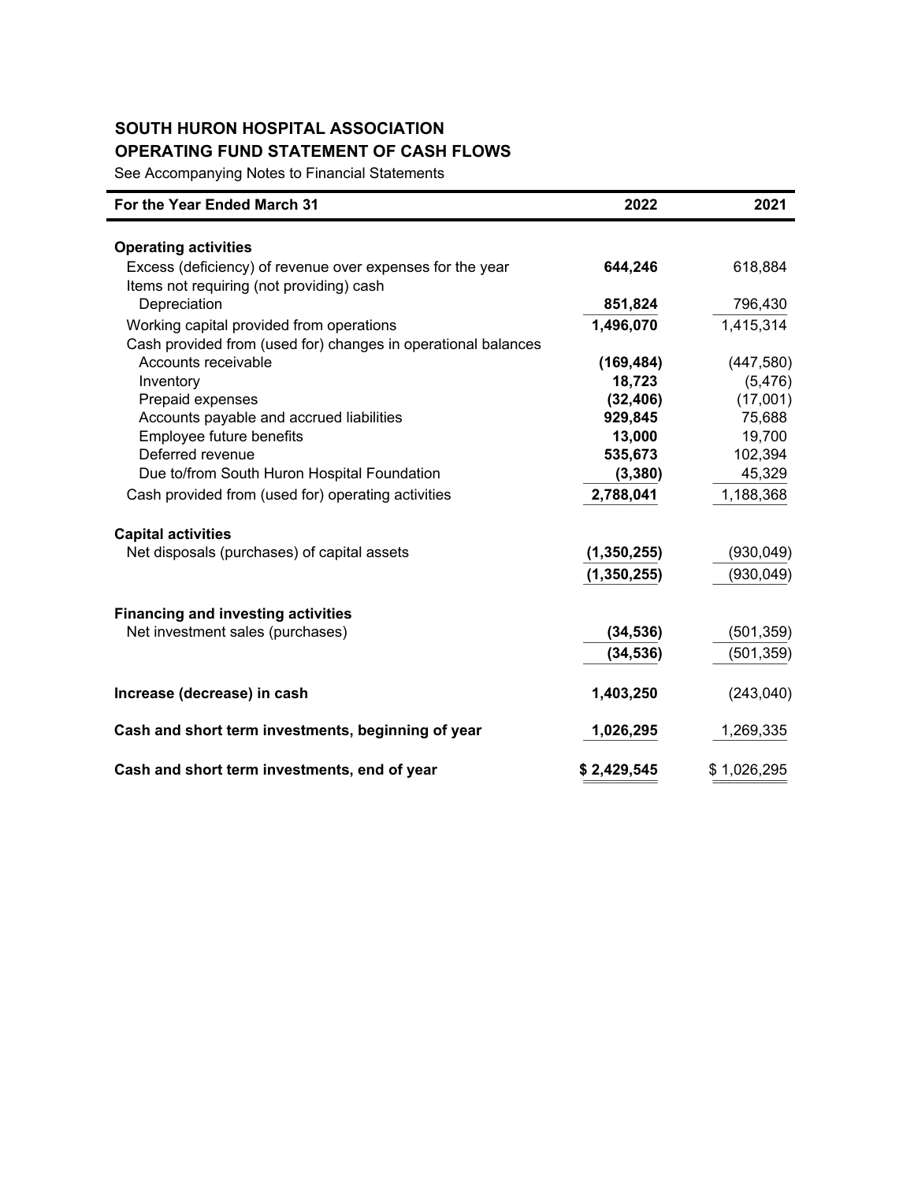# SOUTH HURON HOSPITAL ASSOCIATION

## OPERATING FUND STATEMENT OF CASH FLOWS

See Accompanying Notes to Financial Statements

| For the Year Ended March 31 | 2022 | 2021 |
|---|---|---|
| **Operating activities** | | |
| Excess (deficiency) of revenue over expenses for the year | **644,246** | 618,884 |
| Items not requiring (not providing) cash | | |
| Depreciation | **851,824** | 796,430 |
| Working capital provided from operations | **1,496,070** | 1,415,314 |
| Cash provided from (used for) changes in operational balances | | |
| Accounts receivable | **(169,484)** | (447,580) |
| Inventory | **18,723** | (5,476) |
| Prepaid expenses | **(32,406)** | (17,001) |
| Accounts payable and accrued liabilities | **929,845** | 75,688 |
| Employee future benefits | **13,000** | 19,700 |
| Deferred revenue | **535,673** | 102,394 |
| Due to/from South Huron Hospital Foundation | **(3,380)** | 45,329 |
| Cash provided from (used for) operating activities | **2,788,041** | 1,188,368 |
| **Capital activities** | | |
| Net disposals (purchases) of capital assets | **(1,350,255)** | (930,049) |
| | **(1,350,255)** | (930,049) |
| **Financing and investing activities** | | |
| Net investment sales (purchases) | **(34,536)** | (501,359) |
| | **(34,536)** | (501,359) |
| **Increase (decrease) in cash** | **1,403,250** | (243,040) |
| **Cash and short term investments, beginning of year** | **1,026,295** | 1,269,335 |
| **Cash and short term investments, end of year** | **$ 2,429,545** | $ 1,026,295 |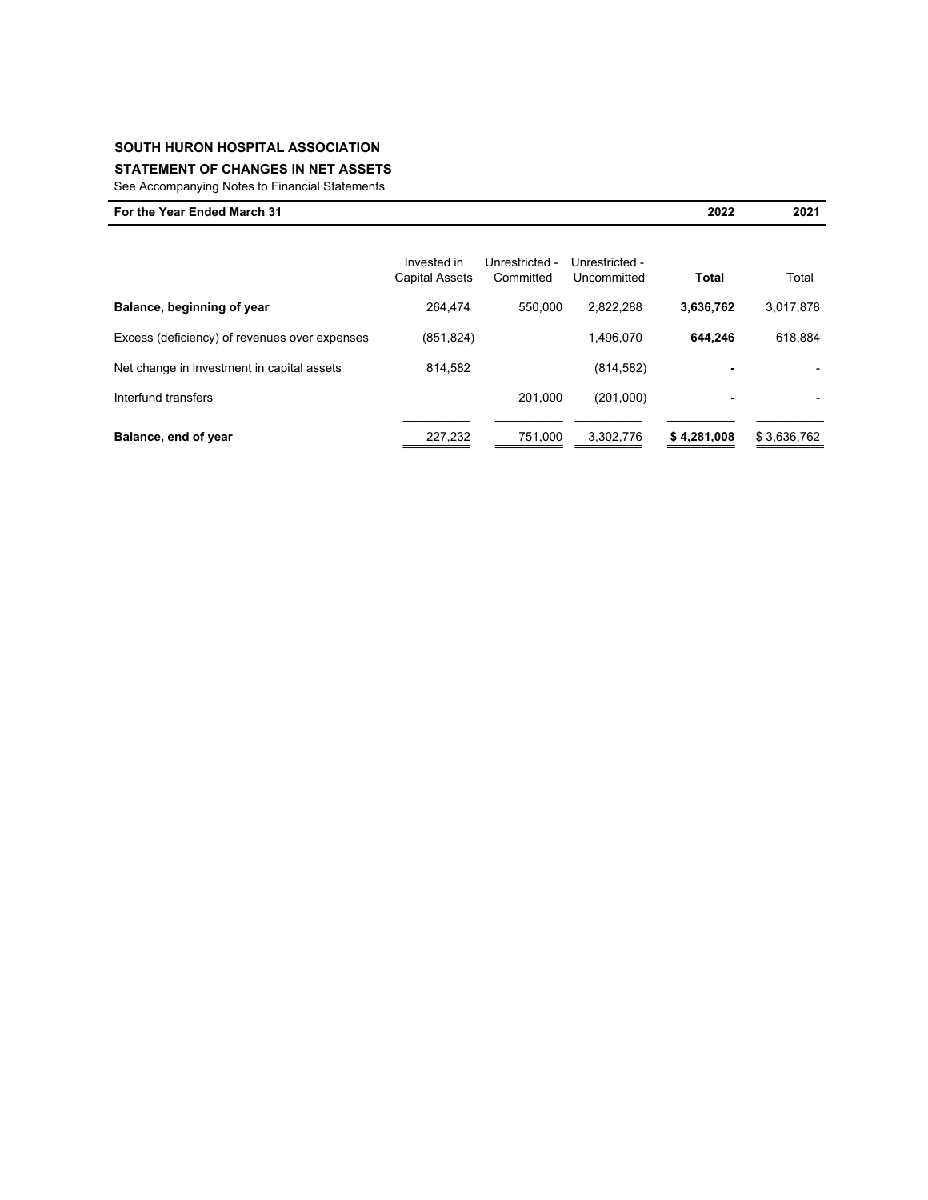**SOUTH HURON HOSPITAL ASSOCIATION**

**STATEMENT OF CHANGES IN NET ASSETS**

See Accompanying Notes to Financial Statements

| For the Year Ended March 31 | | | | 2022 | 2021 |
|---|---|---|---|---|---|
| | Invested in Capital Assets | Unrestricted - Committed | Unrestricted - Uncommitted | **Total** | Total |
| **Balance, beginning of year** | 264,474 | 550,000 | 2,822,288 | **3,636,762** | 3,017,878 |
| Excess (deficiency) of revenues over expenses | (851,824) | | 1,496,070 | **644,246** | 618,884 |
| Net change in investment in capital assets | 814,582 | | (814,582) | **-** | - |
| Interfund transfers | | 201,000 | (201,000) | **-** | - |
| **Balance, end of year** | 227,232 | 751,000 | 3,302,776 | **$ 4,281,008** | $ 3,636,762 |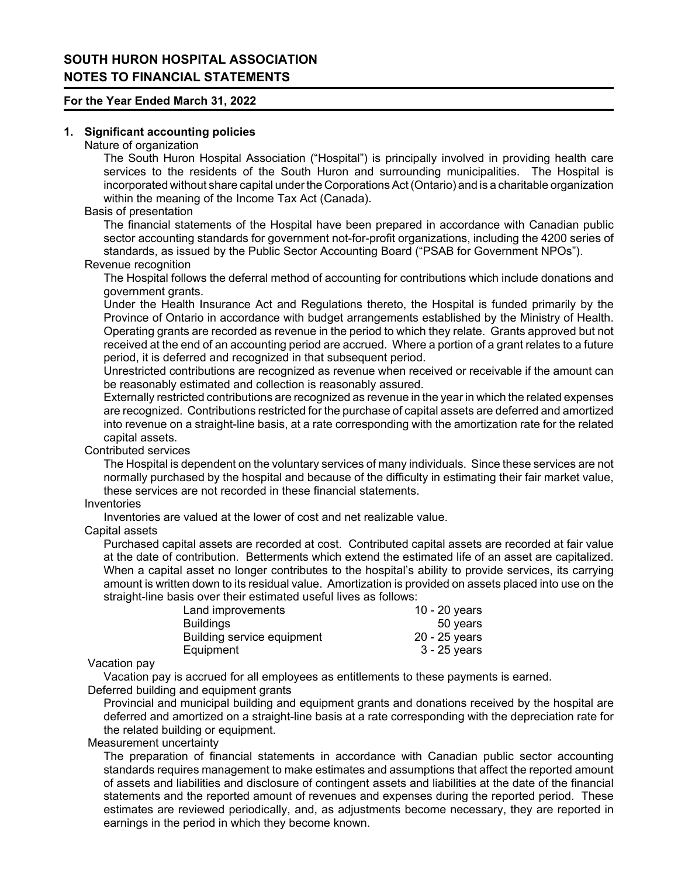# SOUTH HURON HOSPITAL ASSOCIATION
# NOTES TO FINANCIAL STATEMENTS

**For the Year Ended March 31, 2022**

## 1. Significant accounting policies

Nature of organization

The South Huron Hospital Association ("Hospital") is principally involved in providing health care services to the residents of the South Huron and surrounding municipalities. The Hospital is incorporated without share capital under the Corporations Act (Ontario) and is a charitable organization within the meaning of the Income Tax Act (Canada).

Basis of presentation

The financial statements of the Hospital have been prepared in accordance with Canadian public sector accounting standards for government not-for-profit organizations, including the 4200 series of standards, as issued by the Public Sector Accounting Board ("PSAB for Government NPOs").

Revenue recognition

The Hospital follows the deferral method of accounting for contributions which include donations and government grants.

Under the Health Insurance Act and Regulations thereto, the Hospital is funded primarily by the Province of Ontario in accordance with budget arrangements established by the Ministry of Health. Operating grants are recorded as revenue in the period to which they relate. Grants approved but not received at the end of an accounting period are accrued. Where a portion of a grant relates to a future period, it is deferred and recognized in that subsequent period.

Unrestricted contributions are recognized as revenue when received or receivable if the amount can be reasonably estimated and collection is reasonably assured.

Externally restricted contributions are recognized as revenue in the year in which the related expenses are recognized. Contributions restricted for the purchase of capital assets are deferred and amortized into revenue on a straight-line basis, at a rate corresponding with the amortization rate for the related capital assets.

Contributed services

The Hospital is dependent on the voluntary services of many individuals. Since these services are not normally purchased by the hospital and because of the difficulty in estimating their fair market value, these services are not recorded in these financial statements.

Inventories

Inventories are valued at the lower of cost and net realizable value.

Capital assets

Purchased capital assets are recorded at cost. Contributed capital assets are recorded at fair value at the date of contribution. Betterments which extend the estimated life of an asset are capitalized. When a capital asset no longer contributes to the hospital's ability to provide services, its carrying amount is written down to its residual value. Amortization is provided on assets placed into use on the straight-line basis over their estimated useful lives as follows:

| | |
|---|---|
| Land improvements | 10 - 20 years |
| Buildings | 50 years |
| Building service equipment | 20 - 25 years |
| Equipment | 3 - 25 years |

Vacation pay

Vacation pay is accrued for all employees as entitlements to these payments is earned.

Deferred building and equipment grants

Provincial and municipal building and equipment grants and donations received by the hospital are deferred and amortized on a straight-line basis at a rate corresponding with the depreciation rate for the related building or equipment.

Measurement uncertainty

The preparation of financial statements in accordance with Canadian public sector accounting standards requires management to make estimates and assumptions that affect the reported amount of assets and liabilities and disclosure of contingent assets and liabilities at the date of the financial statements and the reported amount of revenues and expenses during the reported period. These estimates are reviewed periodically, and, as adjustments become necessary, they are reported in earnings in the period in which they become known.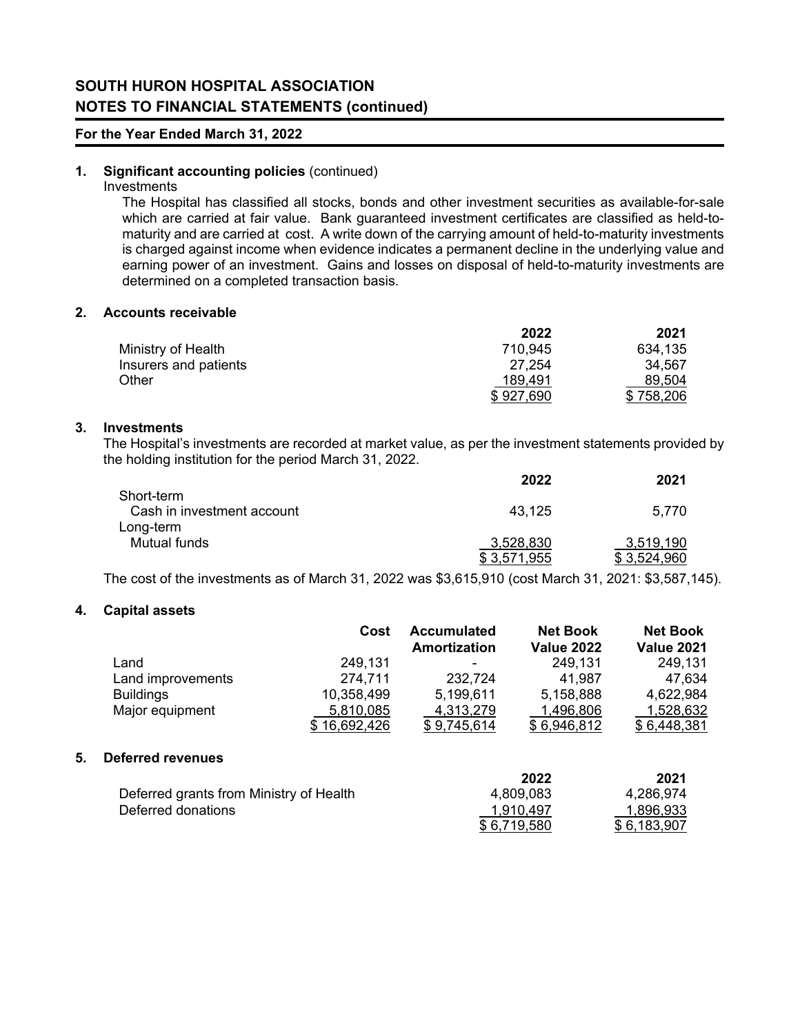# SOUTH HURON HOSPITAL ASSOCIATION
# NOTES TO FINANCIAL STATEMENTS (continued)

**For the Year Ended March 31, 2022**

## 1. Significant accounting policies (continued)

Investments

The Hospital has classified all stocks, bonds and other investment securities as available-for-sale which are carried at fair value. Bank guaranteed investment certificates are classified as held-to-maturity and are carried at cost. A write down of the carrying amount of held-to-maturity investments is charged against income when evidence indicates a permanent decline in the underlying value and earning power of an investment. Gains and losses on disposal of held-to-maturity investments are determined on a completed transaction basis.

## 2. Accounts receivable

| | 2022 | 2021 |
|---|---|---|
| Ministry of Health | 710,945 | 634,135 |
| Insurers and patients | 27,254 | 34,567 |
| Other | 189,491 | 89,504 |
| | $ 927,690 | $ 758,206 |

## 3. Investments

The Hospital's investments are recorded at market value, as per the investment statements provided by the holding institution for the period March 31, 2022.

| | 2022 | 2021 |
|---|---|---|
| Short-term | | |
| Cash in investment account | 43,125 | 5,770 |
| Long-term | | |
| Mutual funds | 3,528,830 | 3,519,190 |
| | $ 3,571,955 | $ 3,524,960 |

The cost of the investments as of March 31, 2022 was $3,615,910 (cost March 31, 2021: $3,587,145).

## 4. Capital assets

| | Cost | Accumulated Amortization | Net Book Value 2022 | Net Book Value 2021 |
|---|---|---|---|---|
| Land | 249,131 | - | 249,131 | 249,131 |
| Land improvements | 274,711 | 232,724 | 41,987 | 47,634 |
| Buildings | 10,358,499 | 5,199,611 | 5,158,888 | 4,622,984 |
| Major equipment | 5,810,085 | 4,313,279 | 1,496,806 | 1,528,632 |
| | $ 16,692,426 | $ 9,745,614 | $ 6,946,812 | $ 6,448,381 |

## 5. Deferred revenues

| | 2022 | 2021 |
|---|---|---|
| Deferred grants from Ministry of Health | 4,809,083 | 4,286,974 |
| Deferred donations | 1,910,497 | 1,896,933 |
| | $ 6,719,580 | $ 6,183,907 |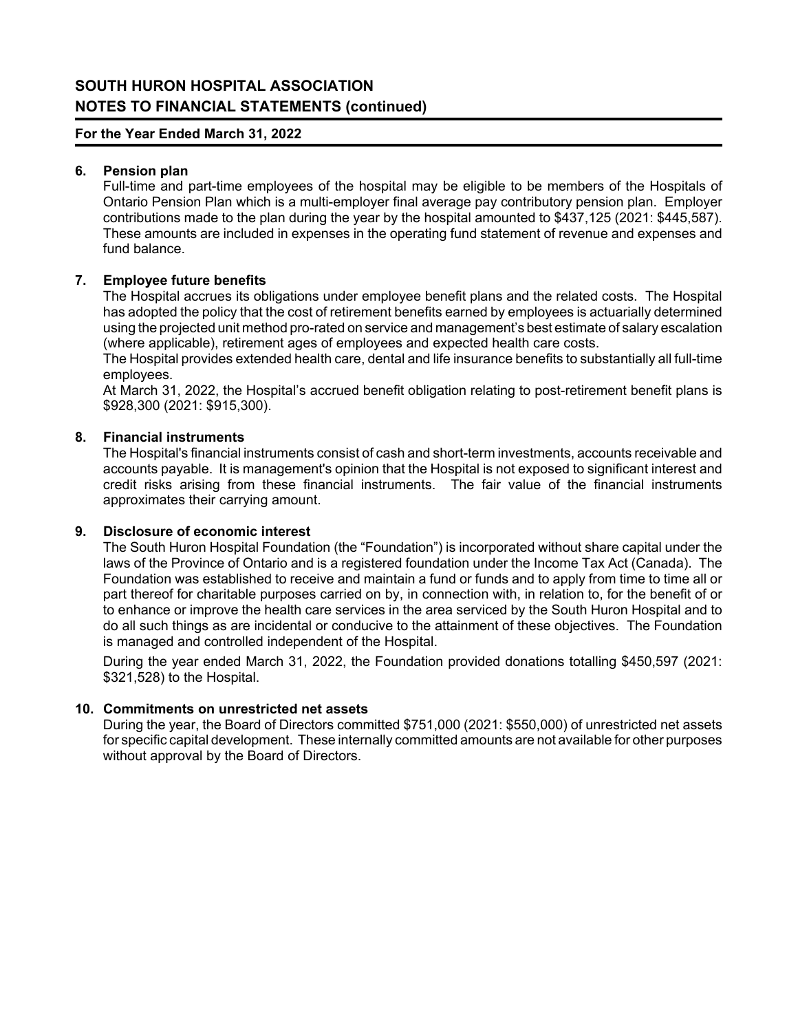## 6. Pension plan

Full-time and part-time employees of the hospital may be eligible to be members of the Hospitals of Ontario Pension Plan which is a multi-employer final average pay contributory pension plan. Employer contributions made to the plan during the year by the hospital amounted to $437,125 (2021: $445,587). These amounts are included in expenses in the operating fund statement of revenue and expenses and fund balance.

## 7. Employee future benefits

The Hospital accrues its obligations under employee benefit plans and the related costs. The Hospital has adopted the policy that the cost of retirement benefits earned by employees is actuarially determined using the projected unit method pro-rated on service and management's best estimate of salary escalation (where applicable), retirement ages of employees and expected health care costs.

The Hospital provides extended health care, dental and life insurance benefits to substantially all full-time employees.

At March 31, 2022, the Hospital's accrued benefit obligation relating to post-retirement benefit plans is $928,300 (2021: $915,300).

## 8. Financial instruments

The Hospital's financial instruments consist of cash and short-term investments, accounts receivable and accounts payable. It is management's opinion that the Hospital is not exposed to significant interest and credit risks arising from these financial instruments. The fair value of the financial instruments approximates their carrying amount.

## 9. Disclosure of economic interest

The South Huron Hospital Foundation (the "Foundation") is incorporated without share capital under the laws of the Province of Ontario and is a registered foundation under the Income Tax Act (Canada). The Foundation was established to receive and maintain a fund or funds and to apply from time to time all or part thereof for charitable purposes carried on by, in connection with, in relation to, for the benefit of or to enhance or improve the health care services in the area serviced by the South Huron Hospital and to do all such things as are incidental or conducive to the attainment of these objectives. The Foundation is managed and controlled independent of the Hospital.

During the year ended March 31, 2022, the Foundation provided donations totalling $450,597 (2021: $321,528) to the Hospital.

## 10. Commitments on unrestricted net assets

During the year, the Board of Directors committed $751,000 (2021: $550,000) of unrestricted net assets for specific capital development. These internally committed amounts are not available for other purposes without approval by the Board of Directors.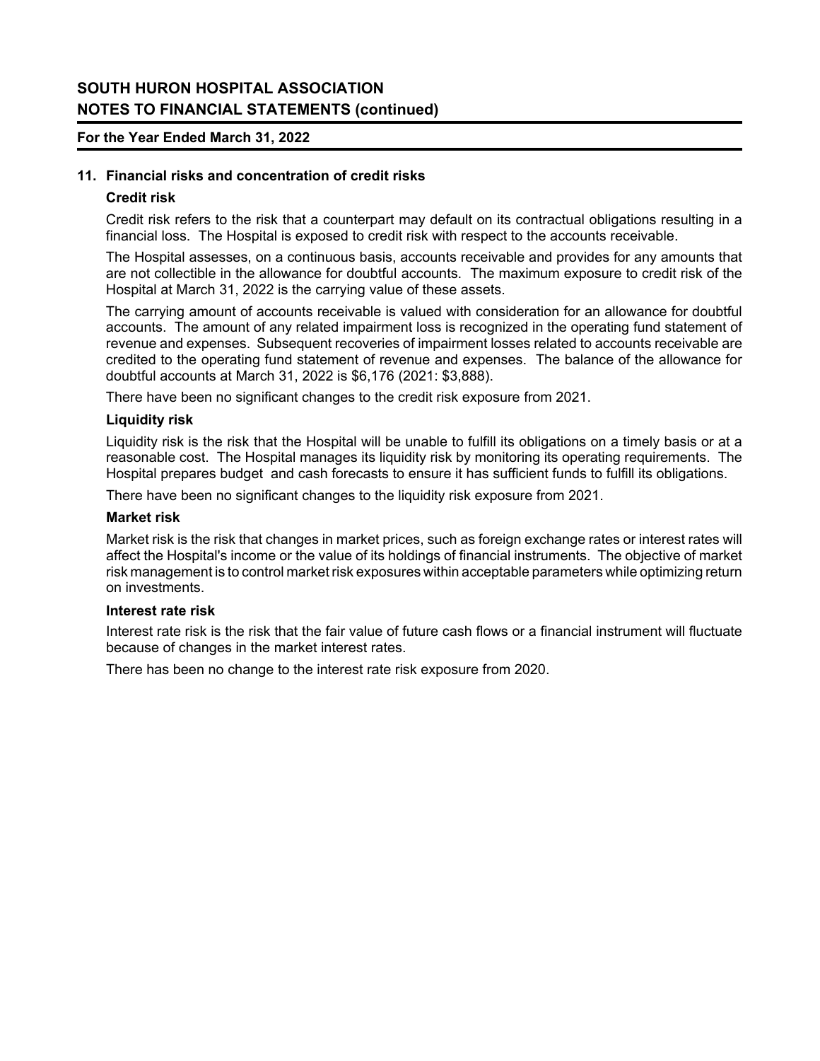# SOUTH HURON HOSPITAL ASSOCIATION
# NOTES TO FINANCIAL STATEMENTS (continued)

**For the Year Ended March 31, 2022**

## 11. Financial risks and concentration of credit risks

### Credit risk

Credit risk refers to the risk that a counterpart may default on its contractual obligations resulting in a financial loss. The Hospital is exposed to credit risk with respect to the accounts receivable.

The Hospital assesses, on a continuous basis, accounts receivable and provides for any amounts that are not collectible in the allowance for doubtful accounts. The maximum exposure to credit risk of the Hospital at March 31, 2022 is the carrying value of these assets.

The carrying amount of accounts receivable is valued with consideration for an allowance for doubtful accounts. The amount of any related impairment loss is recognized in the operating fund statement of revenue and expenses. Subsequent recoveries of impairment losses related to accounts receivable are credited to the operating fund statement of revenue and expenses. The balance of the allowance for doubtful accounts at March 31, 2022 is $6,176 (2021: $3,888).

There have been no significant changes to the credit risk exposure from 2021.

### Liquidity risk

Liquidity risk is the risk that the Hospital will be unable to fulfill its obligations on a timely basis or at a reasonable cost. The Hospital manages its liquidity risk by monitoring its operating requirements. The Hospital prepares budget and cash forecasts to ensure it has sufficient funds to fulfill its obligations.

There have been no significant changes to the liquidity risk exposure from 2021.

### Market risk

Market risk is the risk that changes in market prices, such as foreign exchange rates or interest rates will affect the Hospital's income or the value of its holdings of financial instruments. The objective of market risk management is to control market risk exposures within acceptable parameters while optimizing return on investments.

### Interest rate risk

Interest rate risk is the risk that the fair value of future cash flows or a financial instrument will fluctuate because of changes in the market interest rates.

There has been no change to the interest rate risk exposure from 2020.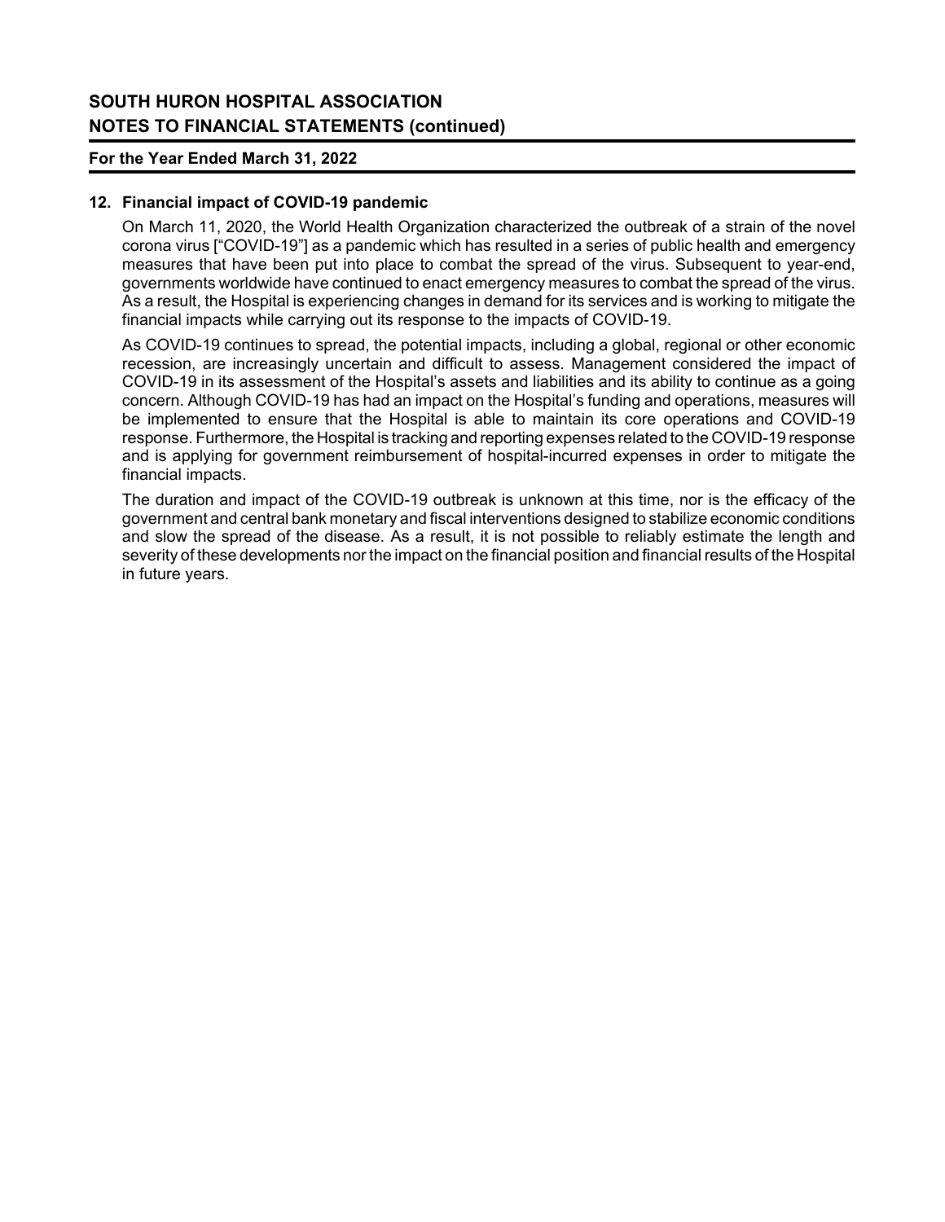## 12. Financial impact of COVID-19 pandemic

On March 11, 2020, the World Health Organization characterized the outbreak of a strain of the novel corona virus ["COVID-19"] as a pandemic which has resulted in a series of public health and emergency measures that have been put into place to combat the spread of the virus. Subsequent to year-end, governments worldwide have continued to enact emergency measures to combat the spread of the virus. As a result, the Hospital is experiencing changes in demand for its services and is working to mitigate the financial impacts while carrying out its response to the impacts of COVID-19.

As COVID-19 continues to spread, the potential impacts, including a global, regional or other economic recession, are increasingly uncertain and difficult to assess. Management considered the impact of COVID-19 in its assessment of the Hospital's assets and liabilities and its ability to continue as a going concern. Although COVID-19 has had an impact on the Hospital's funding and operations, measures will be implemented to ensure that the Hospital is able to maintain its core operations and COVID-19 response. Furthermore, the Hospital is tracking and reporting expenses related to the COVID-19 response and is applying for government reimbursement of hospital-incurred expenses in order to mitigate the financial impacts.

The duration and impact of the COVID-19 outbreak is unknown at this time, nor is the efficacy of the government and central bank monetary and fiscal interventions designed to stabilize economic conditions and slow the spread of the disease. As a result, it is not possible to reliably estimate the length and severity of these developments nor the impact on the financial position and financial results of the Hospital in future years.